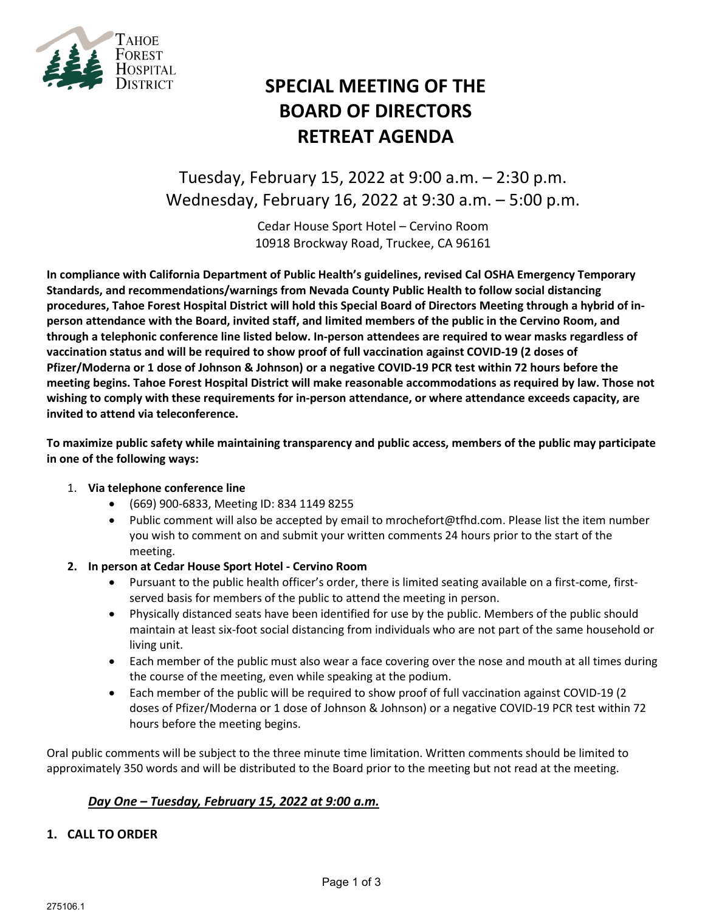Tahoe Forest Hospital District

# SPECIAL MEETING OF THE BOARD OF DIRECTORS RETREAT AGENDA

Tuesday, February 15, 2022 at 9:00 a.m. – 2:30 p.m.
Wednesday, February 16, 2022 at 9:30 a.m. – 5:00 p.m.

Cedar House Sport Hotel – Cervino Room
10918 Brockway Road, Truckee, CA 96161

**In compliance with California Department of Public Health's guidelines, revised Cal OSHA Emergency Temporary Standards, and recommendations/warnings from Nevada County Public Health to follow social distancing procedures, Tahoe Forest Hospital District will hold this Special Board of Directors Meeting through a hybrid of in-person attendance with the Board, invited staff, and limited members of the public in the Cervino Room, and through a telephonic conference line listed below. In-person attendees are required to wear masks regardless of vaccination status and will be required to show proof of full vaccination against COVID-19 (2 doses of Pfizer/Moderna or 1 dose of Johnson & Johnson) or a negative COVID-19 PCR test within 72 hours before the meeting begins. Tahoe Forest Hospital District will make reasonable accommodations as required by law. Those not wishing to comply with these requirements for in-person attendance, or where attendance exceeds capacity, are invited to attend via teleconference.**

**To maximize public safety while maintaining transparency and public access, members of the public may participate in one of the following ways:**

1. **Via telephone conference line**
   - (669) 900-6833, Meeting ID: 834 1149 8255
   - Public comment will also be accepted by email to mrochefort@tfhd.com. Please list the item number you wish to comment on and submit your written comments 24 hours prior to the start of the meeting.
2. **In person at Cedar House Sport Hotel - Cervino Room**
   - Pursuant to the public health officer's order, there is limited seating available on a first-come, first-served basis for members of the public to attend the meeting in person.
   - Physically distanced seats have been identified for use by the public. Members of the public should maintain at least six-foot social distancing from individuals who are not part of the same household or living unit.
   - Each member of the public must also wear a face covering over the nose and mouth at all times during the course of the meeting, even while speaking at the podium.
   - Each member of the public will be required to show proof of full vaccination against COVID-19 (2 doses of Pfizer/Moderna or 1 dose of Johnson & Johnson) or a negative COVID-19 PCR test within 72 hours before the meeting begins.

Oral public comments will be subject to the three minute time limitation. Written comments should be limited to approximately 350 words and will be distributed to the Board prior to the meeting but not read at the meeting.

***Day One – Tuesday, February 15, 2022 at 9:00 a.m.***

## 1. CALL TO ORDER

275106.1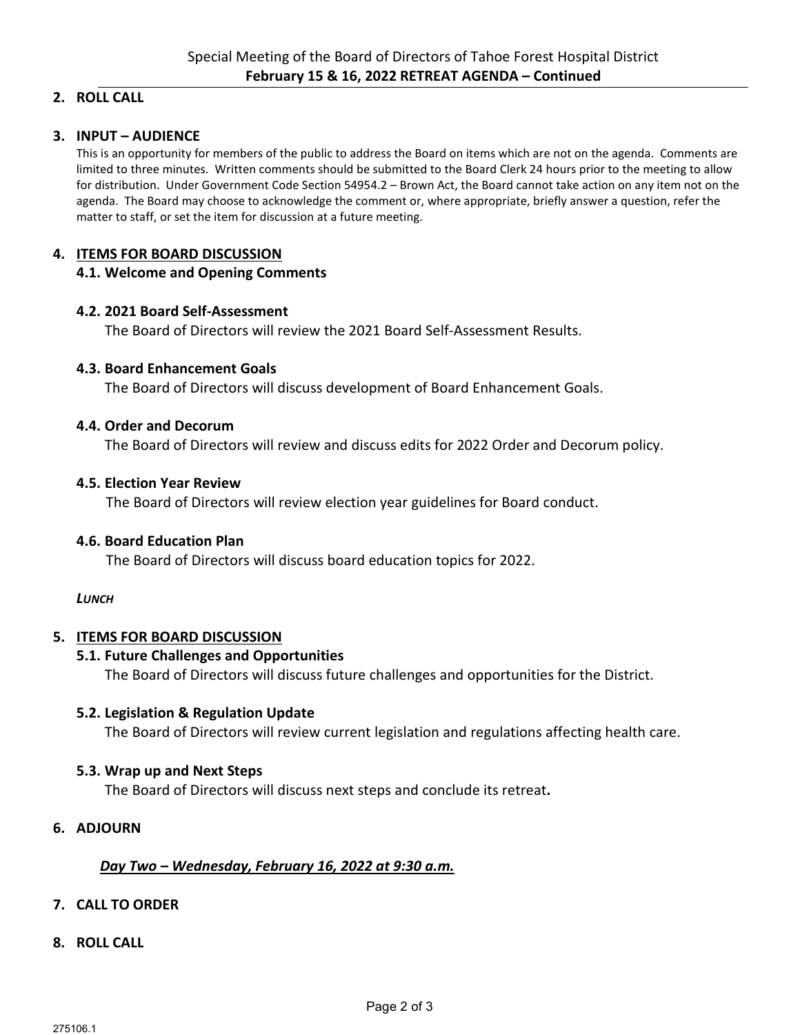**2. ROLL CALL**

**3. INPUT – AUDIENCE**

This is an opportunity for members of the public to address the Board on items which are not on the agenda. Comments are limited to three minutes. Written comments should be submitted to the Board Clerk 24 hours prior to the meeting to allow for distribution. Under Government Code Section 54954.2 – Brown Act, the Board cannot take action on any item not on the agenda. The Board may choose to acknowledge the comment or, where appropriate, briefly answer a question, refer the matter to staff, or set the item for discussion at a future meeting.

**4. ITEMS FOR BOARD DISCUSSION**

**4.1. Welcome and Opening Comments**

**4.2. 2021 Board Self-Assessment**

The Board of Directors will review the 2021 Board Self-Assessment Results.

**4.3. Board Enhancement Goals**

The Board of Directors will discuss development of Board Enhancement Goals.

**4.4. Order and Decorum**

The Board of Directors will review and discuss edits for 2022 Order and Decorum policy.

**4.5. Election Year Review**

The Board of Directors will review election year guidelines for Board conduct.

**4.6. Board Education Plan**

The Board of Directors will discuss board education topics for 2022.

***LUNCH***

**5. ITEMS FOR BOARD DISCUSSION**

**5.1. Future Challenges and Opportunities**

The Board of Directors will discuss future challenges and opportunities for the District.

**5.2. Legislation & Regulation Update**

The Board of Directors will review current legislation and regulations affecting health care.

**5.3. Wrap up and Next Steps**

The Board of Directors will discuss next steps and conclude its retreat**.**

**6. ADJOURN**

***Day Two – Wednesday, February 16, 2022 at 9:30 a.m.***

**7. CALL TO ORDER**

**8. ROLL CALL**

275106.1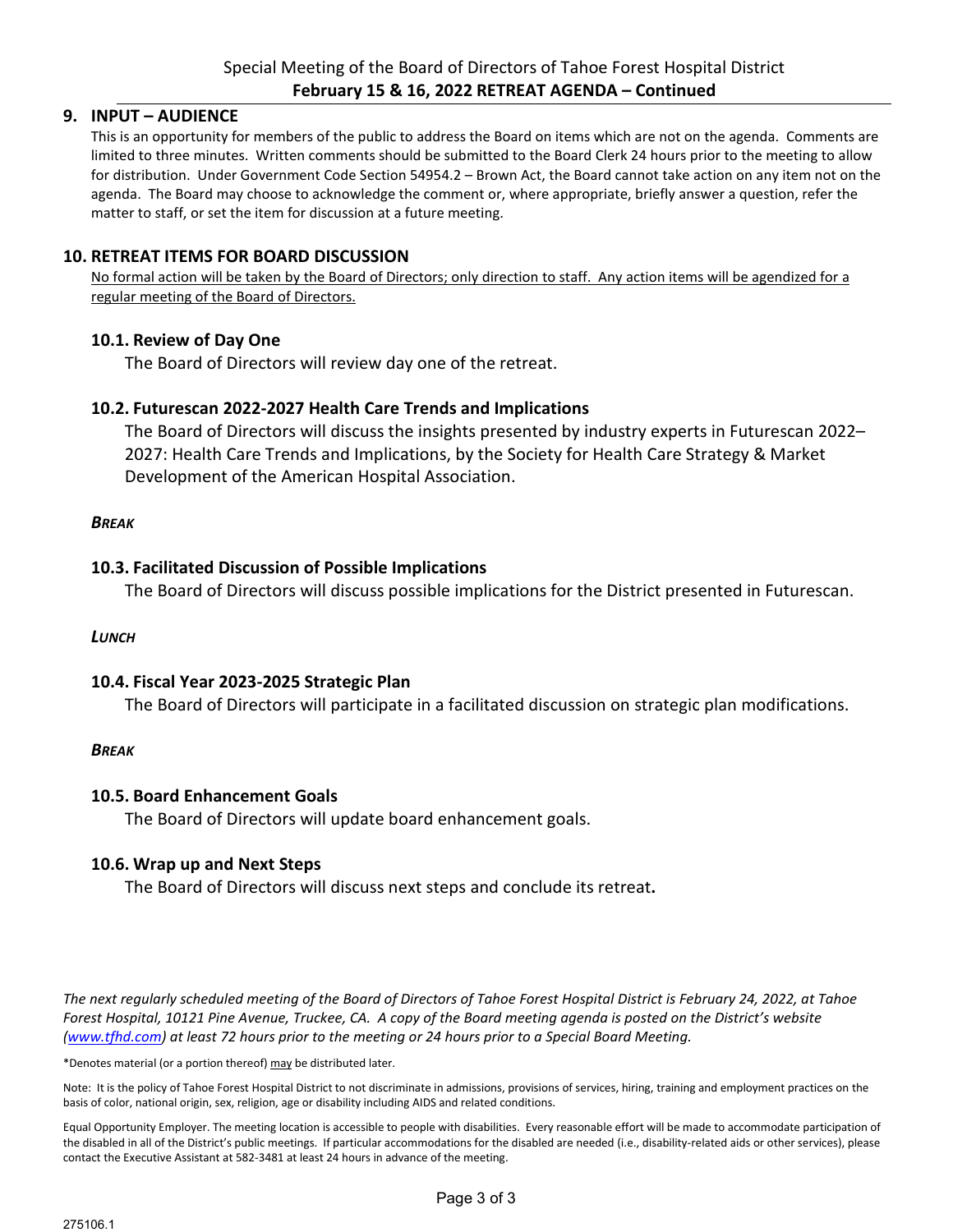Special Meeting of the Board of Directors of Tahoe Forest Hospital District
**February 15 & 16, 2022 RETREAT AGENDA – Continued**

## 9. INPUT – AUDIENCE

This is an opportunity for members of the public to address the Board on items which are not on the agenda. Comments are limited to three minutes. Written comments should be submitted to the Board Clerk 24 hours prior to the meeting to allow for distribution. Under Government Code Section 54954.2 – Brown Act, the Board cannot take action on any item not on the agenda. The Board may choose to acknowledge the comment or, where appropriate, briefly answer a question, refer the matter to staff, or set the item for discussion at a future meeting.

## 10. RETREAT ITEMS FOR BOARD DISCUSSION

<u>No formal action will be taken by the Board of Directors; only direction to staff. Any action items will be agendized for a regular meeting of the Board of Directors.</u>

### 10.1. Review of Day One

The Board of Directors will review day one of the retreat.

### 10.2. Futurescan 2022-2027 Health Care Trends and Implications

The Board of Directors will discuss the insights presented by industry experts in Futurescan 2022–2027: Health Care Trends and Implications, by the Society for Health Care Strategy & Market Development of the American Hospital Association.

***BREAK***

### 10.3. Facilitated Discussion of Possible Implications

The Board of Directors will discuss possible implications for the District presented in Futurescan.

***LUNCH***

### 10.4. Fiscal Year 2023-2025 Strategic Plan

The Board of Directors will participate in a facilitated discussion on strategic plan modifications.

***BREAK***

### 10.5. Board Enhancement Goals

The Board of Directors will update board enhancement goals.

### 10.6. Wrap up and Next Steps

The Board of Directors will discuss next steps and conclude its retreat**.**

*The next regularly scheduled meeting of the Board of Directors of Tahoe Forest Hospital District is February 24, 2022, at Tahoe Forest Hospital, 10121 Pine Avenue, Truckee, CA. A copy of the Board meeting agenda is posted on the District's website ([www.tfhd.com](http://www.tfhd.com)) at least 72 hours prior to the meeting or 24 hours prior to a Special Board Meeting.*

*Denotes material (or a portion thereof) <u>may</u> be distributed later.

Note: It is the policy of Tahoe Forest Hospital District to not discriminate in admissions, provisions of services, hiring, training and employment practices on the basis of color, national origin, sex, religion, age or disability including AIDS and related conditions.

Equal Opportunity Employer. The meeting location is accessible to people with disabilities. Every reasonable effort will be made to accommodate participation of the disabled in all of the District's public meetings. If particular accommodations for the disabled are needed (i.e., disability-related aids or other services), please contact the Executive Assistant at 582-3481 at least 24 hours in advance of the meeting.

275106.1